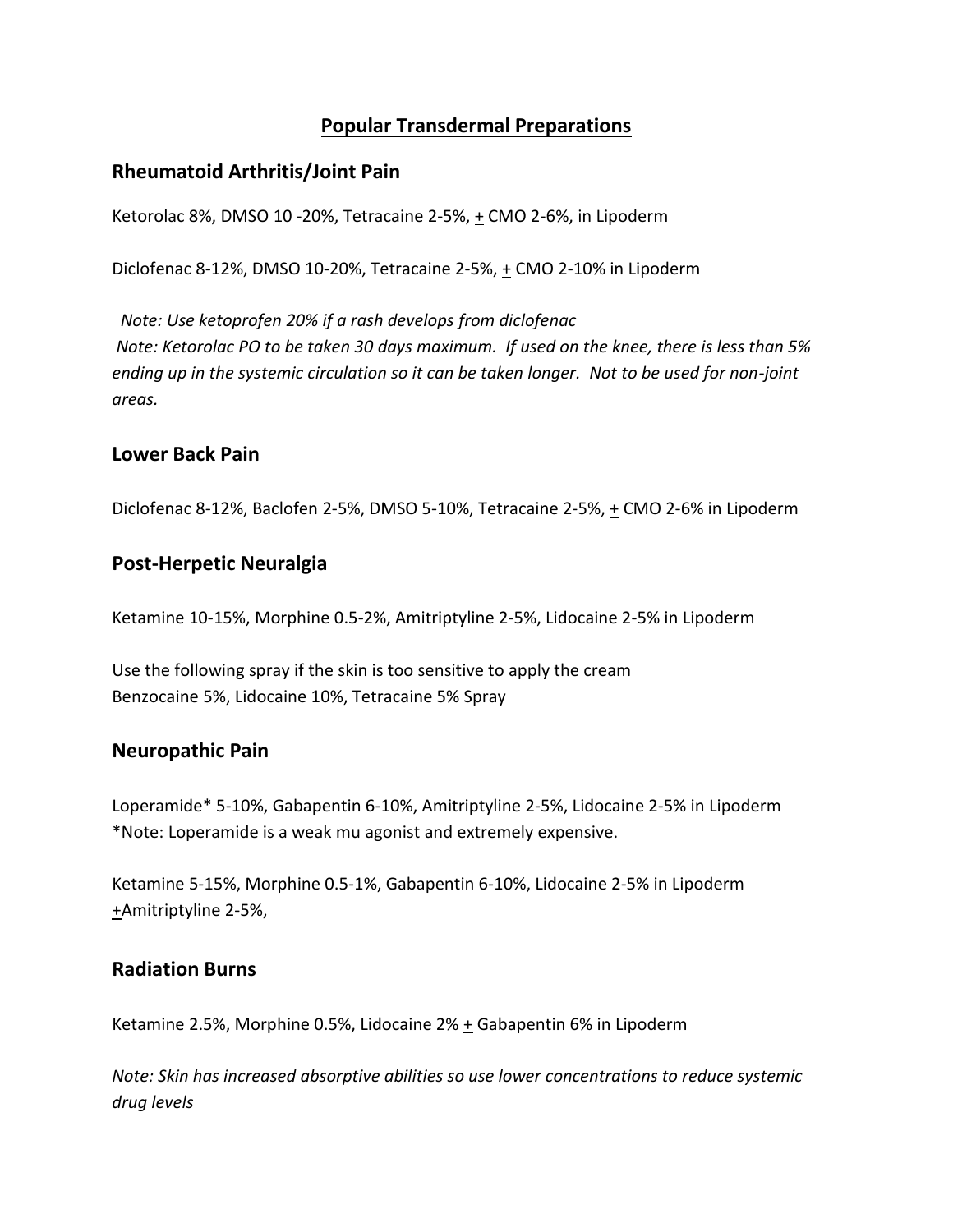# Popular Transdermal Preparations

## Rheumatoid Arthritis/Joint Pain

Ketorolac 8%, DMSO 10 -20%, Tetracaine 2-5%, ± CMO 2-6%, in Lipoderm

Diclofenac 8-12%, DMSO 10-20%, Tetracaine 2-5%, ± CMO 2-10% in Lipoderm

*Note: Use ketoprofen 20% if a rash develops from diclofenac*
*Note: Ketorolac PO to be taken 30 days maximum. If used on the knee, there is less than 5% ending up in the systemic circulation so it can be taken longer. Not to be used for non-joint areas.*

## Lower Back Pain

Diclofenac 8-12%, Baclofen 2-5%, DMSO 5-10%, Tetracaine 2-5%, ± CMO 2-6% in Lipoderm

## Post-Herpetic Neuralgia

Ketamine 10-15%, Morphine 0.5-2%, Amitriptyline 2-5%, Lidocaine 2-5% in Lipoderm

Use the following spray if the skin is too sensitive to apply the cream
Benzocaine 5%, Lidocaine 10%, Tetracaine 5% Spray

## Neuropathic Pain

Loperamide* 5-10%, Gabapentin 6-10%, Amitriptyline 2-5%, Lidocaine 2-5% in Lipoderm
*Note: Loperamide is a weak mu agonist and extremely expensive.

Ketamine 5-15%, Morphine 0.5-1%, Gabapentin 6-10%, Lidocaine 2-5% in Lipoderm ±Amitriptyline 2-5%,

## Radiation Burns

Ketamine 2.5%, Morphine 0.5%, Lidocaine 2% ± Gabapentin 6% in Lipoderm

*Note: Skin has increased absorptive abilities so use lower concentrations to reduce systemic drug levels*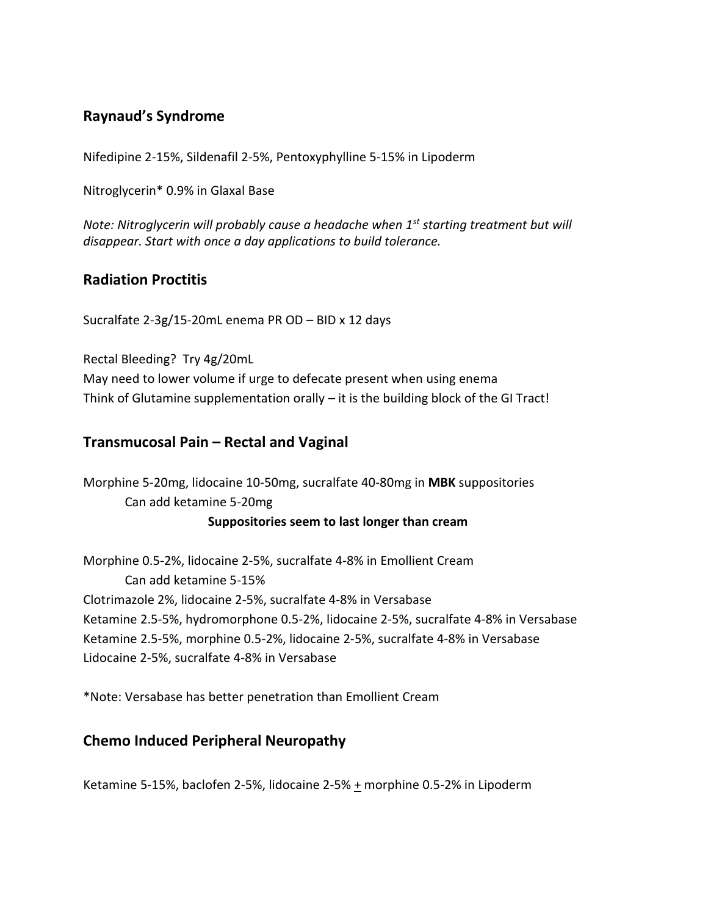## Raynaud's Syndrome

Nifedipine 2-15%, Sildenafil 2-5%, Pentoxyphylline 5-15% in Lipoderm

Nitroglycerin* 0.9% in Glaxal Base

*Note: Nitroglycerin will probably cause a headache when 1st starting treatment but will disappear. Start with once a day applications to build tolerance.*

## Radiation Proctitis

Sucralfate 2-3g/15-20mL enema PR OD – BID x 12 days

Rectal Bleeding? Try 4g/20mL
May need to lower volume if urge to defecate present when using enema
Think of Glutamine supplementation orally – it is the building block of the GI Tract!

## Transmucosal Pain – Rectal and Vaginal

Morphine 5-20mg, lidocaine 10-50mg, sucralfate 40-80mg in **MBK** suppositories
    Can add ketamine 5-20mg

**Suppositories seem to last longer than cream**

Morphine 0.5-2%, lidocaine 2-5%, sucralfate 4-8% in Emollient Cream
    Can add ketamine 5-15%
Clotrimazole 2%, lidocaine 2-5%, sucralfate 4-8% in Versabase
Ketamine 2.5-5%, hydromorphone 0.5-2%, lidocaine 2-5%, sucralfate 4-8% in Versabase
Ketamine 2.5-5%, morphine 0.5-2%, lidocaine 2-5%, sucralfate 4-8% in Versabase
Lidocaine 2-5%, sucralfate 4-8% in Versabase

*Note: Versabase has better penetration than Emollient Cream

## Chemo Induced Peripheral Neuropathy

Ketamine 5-15%, baclofen 2-5%, lidocaine 2-5% ± morphine 0.5-2% in Lipoderm